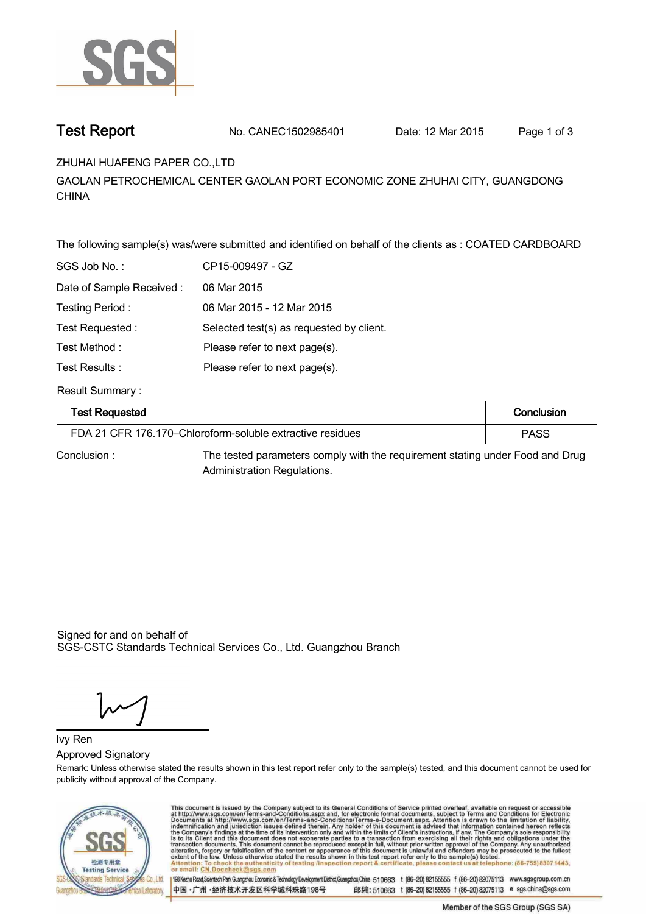# Test Report

No. CANEC1502985401 Date: 12 Mar 2015

ZHUHAI HUAFENG PAPER CO.,LTD

GAOLAN PETROCHEMICAL CENTER GAOLAN PORT ECONOMIC ZONE ZHUHAI CITY, GUANGDONG CHINA

The following sample(s) was/were submitted and identified on behalf of the clients as : COATED CARDBOARD

| | |
|---|---|
| SGS Job No. : | CP15-009497 - GZ |
| Date of Sample Received : | 06 Mar 2015 |
| Testing Period : | 06 Mar 2015 - 12 Mar 2015 |
| Test Requested : | Selected test(s) as requested by client. |
| Test Method : | Please refer to next page(s). |
| Test Results : | Please refer to next page(s). |

Result Summary :

| Test Requested | Conclusion |
|---|---|
| FDA 21 CFR 176.170–Chloroform-soluble extractive residues | PASS |

Conclusion : The tested parameters comply with the requirement stating under Food and Drug Administration Regulations.

Signed for and on behalf of
SGS-CSTC Standards Technical Services Co., Ltd. Guangzhou Branch

Ivy Ren
Approved Signatory

Remark: Unless otherwise stated the results shown in this test report refer only to the sample(s) tested, and this document cannot be used for publicity without approval of the Company.

This document is issued by the Company subject to its General Conditions of Service printed overleaf, available on request or accessible at http://www.sgs.com/en/Terms-and-Conditions.aspx and, for electronic format documents, subject to Terms and Conditions for Electronic Documents at http://www.sgs.com/en/Terms-and-Conditions/Terms-e-Document.aspx. Attention is drawn to the limitation of liability, indemnification and jurisdiction issues defined therein. Any holder of this document is advised that information contained hereon reflects the Company's findings at the time of its intervention only and within the limits of Client's instructions, if any. The Company's sole responsibility is to its Client and this document does not exonerate parties to a transaction from exercising all their rights and obligations under the transaction documents. This document cannot be reproduced except in full, without prior written approval of the Company. Any unauthorized alteration, forgery or falsification of the content or appearance of this document is unlawful and offenders may be prosecuted to the fullest extent of the law. Unless otherwise stated the results shown in this test report refer only to the sample(s) tested.
Attention: To check the authenticity of testing /inspection report & certificate, please contact us at telephone: (86-755) 8307 1443, or email: CN.Doccheck@sgs.com

198 Kezhu Road, Scientech Park Guangzhou Economic & Technology Development District, Guangzhou, China 510663 t (86-20) 82155555 f (86-20) 82075113 www.sgsgroup.com.cn
中国・广州・经济技术开发区科学城科珠路198号 邮编: 510663 t (86-20) 82155555 f (86-20) 82075113 e sgs.china@sgs.com

Member of the SGS Group (SGS SA)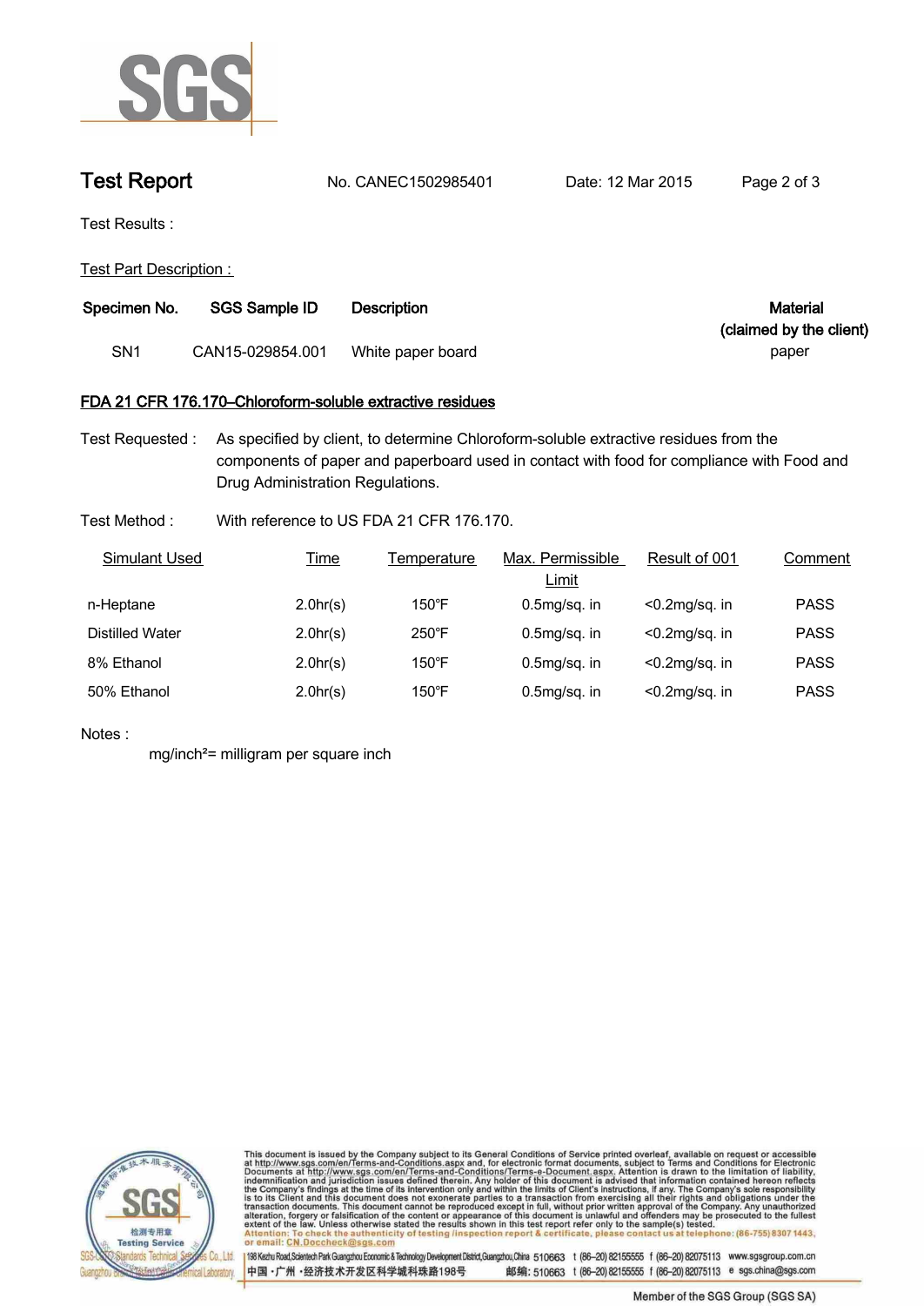# Test Report

No. CANEC1502985401 Date: 12 Mar 2015

Test Results :

Test Part Description :

| Specimen No. | SGS Sample ID | Description | Material (claimed by the client) |
|---|---|---|---|
| SN1 | CAN15-029854.001 | White paper board | paper |

## FDA 21 CFR 176.170–Chloroform-soluble extractive residues

Test Requested : As specified by client, to determine Chloroform-soluble extractive residues from the components of paper and paperboard used in contact with food for compliance with Food and Drug Administration Regulations.

Test Method : With reference to US FDA 21 CFR 176.170.

| Simulant Used | Time | Temperature | Max. Permissible Limit | Result of 001 | Comment |
|---|---|---|---|---|---|
| n-Heptane | 2.0hr(s) | 150°F | 0.5mg/sq. in | <0.2mg/sq. in | PASS |
| Distilled Water | 2.0hr(s) | 250°F | 0.5mg/sq. in | <0.2mg/sq. in | PASS |
| 8% Ethanol | 2.0hr(s) | 150°F | 0.5mg/sq. in | <0.2mg/sq. in | PASS |
| 50% Ethanol | 2.0hr(s) | 150°F | 0.5mg/sq. in | <0.2mg/sq. in | PASS |

Notes :

mg/inch² = milligram per square inch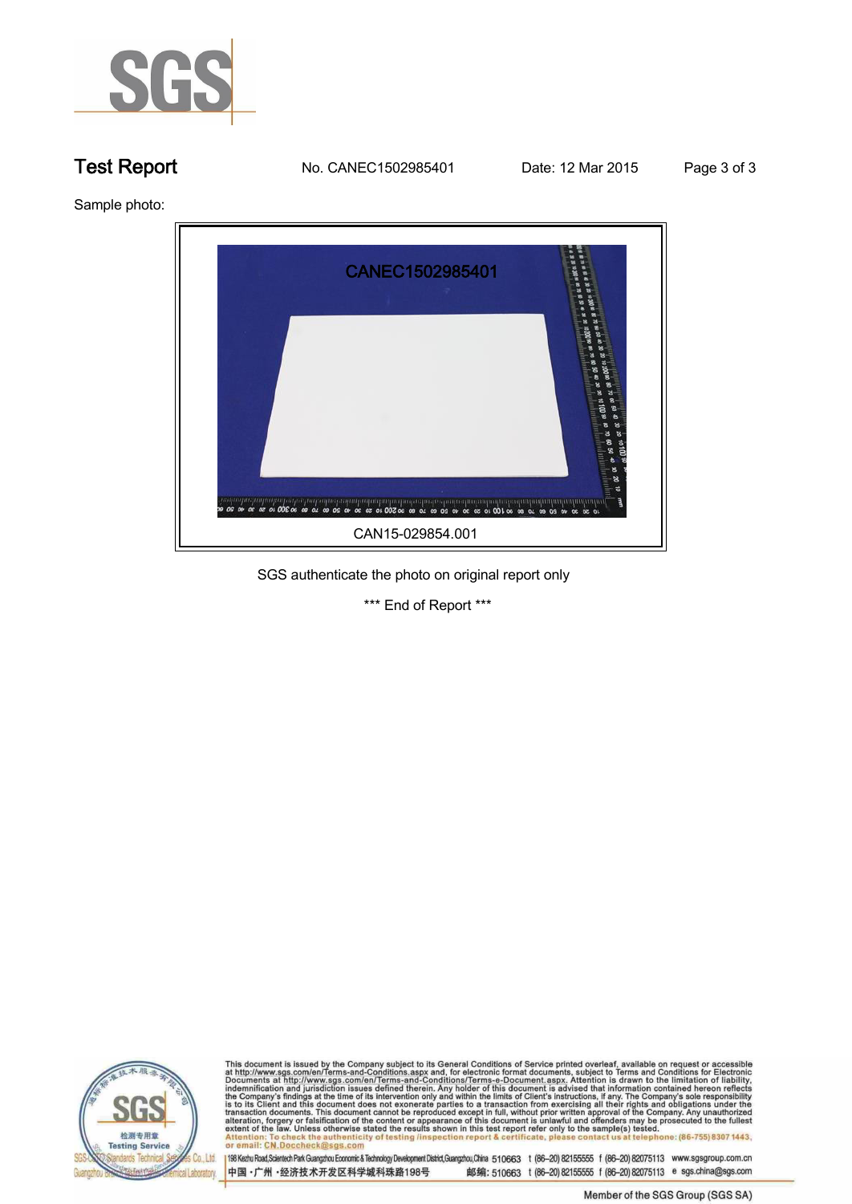Test Report No. CANEC1502985401 Date: 12 Mar 2015

Sample photo:

CANEC1502985401

CAN15-029854.001

SGS authenticate the photo on original report only

\*\*\* End of Report \*\*\*

This document is issued by the Company subject to its General Conditions of Service printed overleaf, available on request or accessible at http://www.sgs.com/en/Terms-and-Conditions.aspx and, for electronic format documents, subject to Terms and Conditions for Electronic Documents at http://www.sgs.com/en/Terms-and-Conditions/Terms-e-Document.aspx. Attention is drawn to the limitation of liability, indemnification and jurisdiction issues defined therein. Any holder of this document is advised that information contained hereon reflects the Company's findings at the time of its intervention only and within the limits of Client's instructions, if any. The Company's sole responsibility is to its Client and this document does not exonerate parties to a transaction from exercising all their rights and obligations under the transaction documents. This document cannot be reproduced except in full, without prior written approval of the Company. Any unauthorized alteration, forgery or falsification of the content or appearance of this document is unlawful and offenders may be prosecuted to the fullest extent of the law. Unless otherwise stated the results shown in this test report refer only to the sample(s) tested.
Attention: To check the authenticity of testing /inspection report & certificate, please contact us at telephone: (86-755) 8307 1443, or email: CN.Doccheck@sgs.com

198 Kezhu Road,Scientech Park Guangzhou Economic & Technology Development District,Guangzhou,China 510663 t (86–20) 82155555 f (86–20) 82075113 www.sgsgroup.com.cn
中国 · 广州 · 经济技术开发区科学城科珠路198号 邮编: 510663 t (86–20) 82155555 f (86–20) 82075113 e sgs.china@sgs.com

Member of the SGS Group (SGS SA)